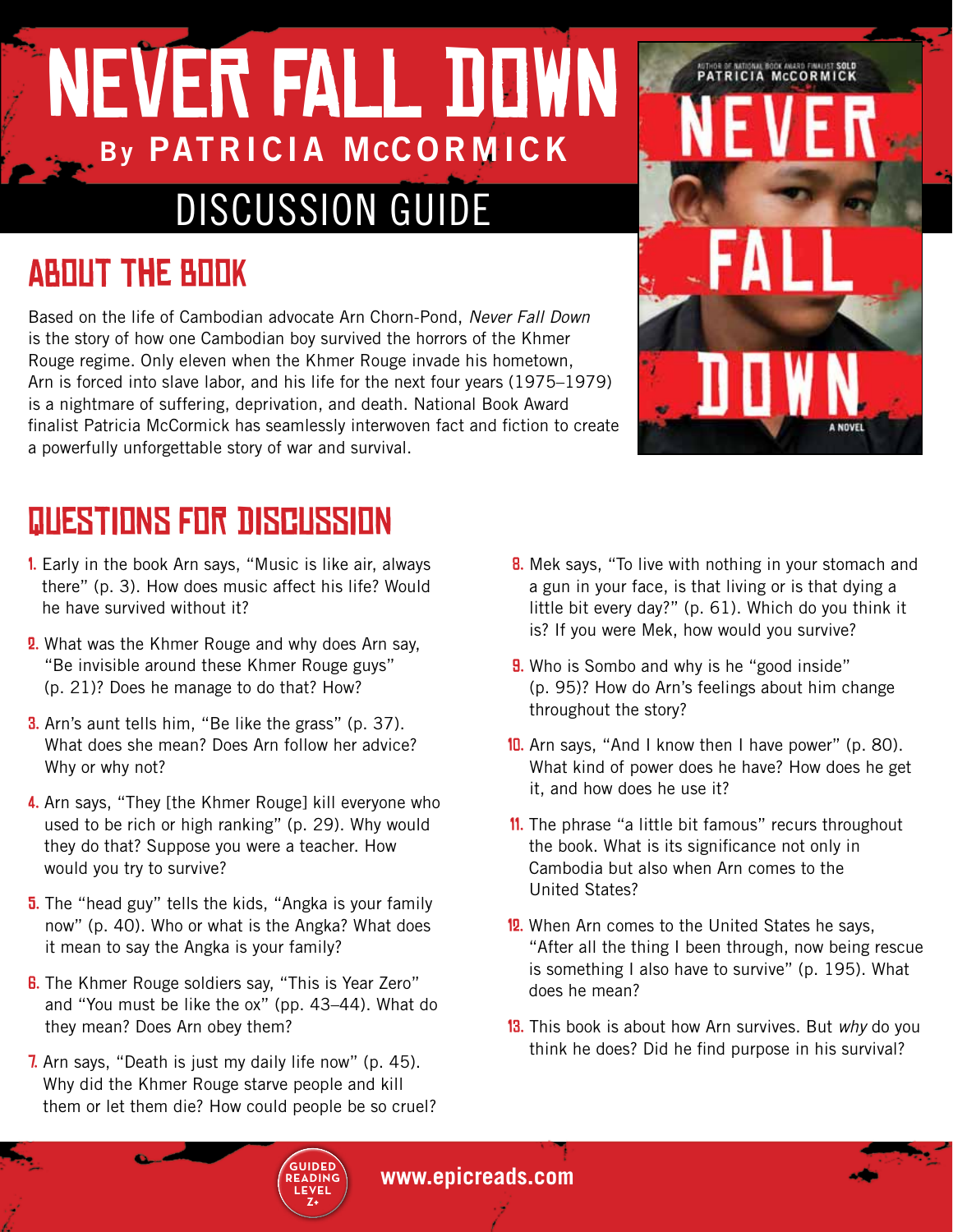# NEVER FALL DOWN

## By PATRICIA McCORMICK

## DISCUSSION GUIDE

## ABOUT THE BOOK

Based on the life of Cambodian advocate Arn Chorn-Pond, *Never Fall Down* is the story of how one Cambodian boy survived the horrors of the Khmer Rouge regime. Only eleven when the Khmer Rouge invade his hometown, Arn is forced into slave labor, and his life for the next four years (1975–1979) is a nightmare of suffering, deprivation, and death. National Book Award finalist Patricia McCormick has seamlessly interwoven fact and fiction to create a powerfully unforgettable story of war and survival.

## QUESTIONS FOR DISCUSSION

1. Early in the book Arn says, "Music is like air, always there" (p. 3). How does music affect his life? Would he have survived without it?
2. What was the Khmer Rouge and why does Arn say, "Be invisible around these Khmer Rouge guys" (p. 21)? Does he manage to do that? How?
3. Arn's aunt tells him, "Be like the grass" (p. 37). What does she mean? Does Arn follow her advice? Why or why not?
4. Arn says, "They [the Khmer Rouge] kill everyone who used to be rich or high ranking" (p. 29). Why would they do that? Suppose you were a teacher. How would you try to survive?
5. The "head guy" tells the kids, "Angka is your family now" (p. 40). Who or what is the Angka? What does it mean to say the Angka is your family?
6. The Khmer Rouge soldiers say, "This is Year Zero" and "You must be like the ox" (pp. 43–44). What do they mean? Does Arn obey them?
7. Arn says, "Death is just my daily life now" (p. 45). Why did the Khmer Rouge starve people and kill them or let them die? How could people be so cruel?
8. Mek says, "To live with nothing in your stomach and a gun in your face, is that living or is that dying a little bit every day?" (p. 61). Which do you think it is? If you were Mek, how would you survive?
9. Who is Sombo and why is he "good inside" (p. 95)? How do Arn's feelings about him change throughout the story?
10. Arn says, "And I know then I have power" (p. 80). What kind of power does he have? How does he get it, and how does he use it?
11. The phrase "a little bit famous" recurs throughout the book. What is its significance not only in Cambodia but also when Arn comes to the United States?
12. When Arn comes to the United States he says, "After all the thing I been through, now being rescue is something I also have to survive" (p. 195). What does he mean?
13. This book is about how Arn survives. But *why* do you think he does? Did he find purpose in his survival?

GUIDED READING LEVEL Z+

www.epicreads.com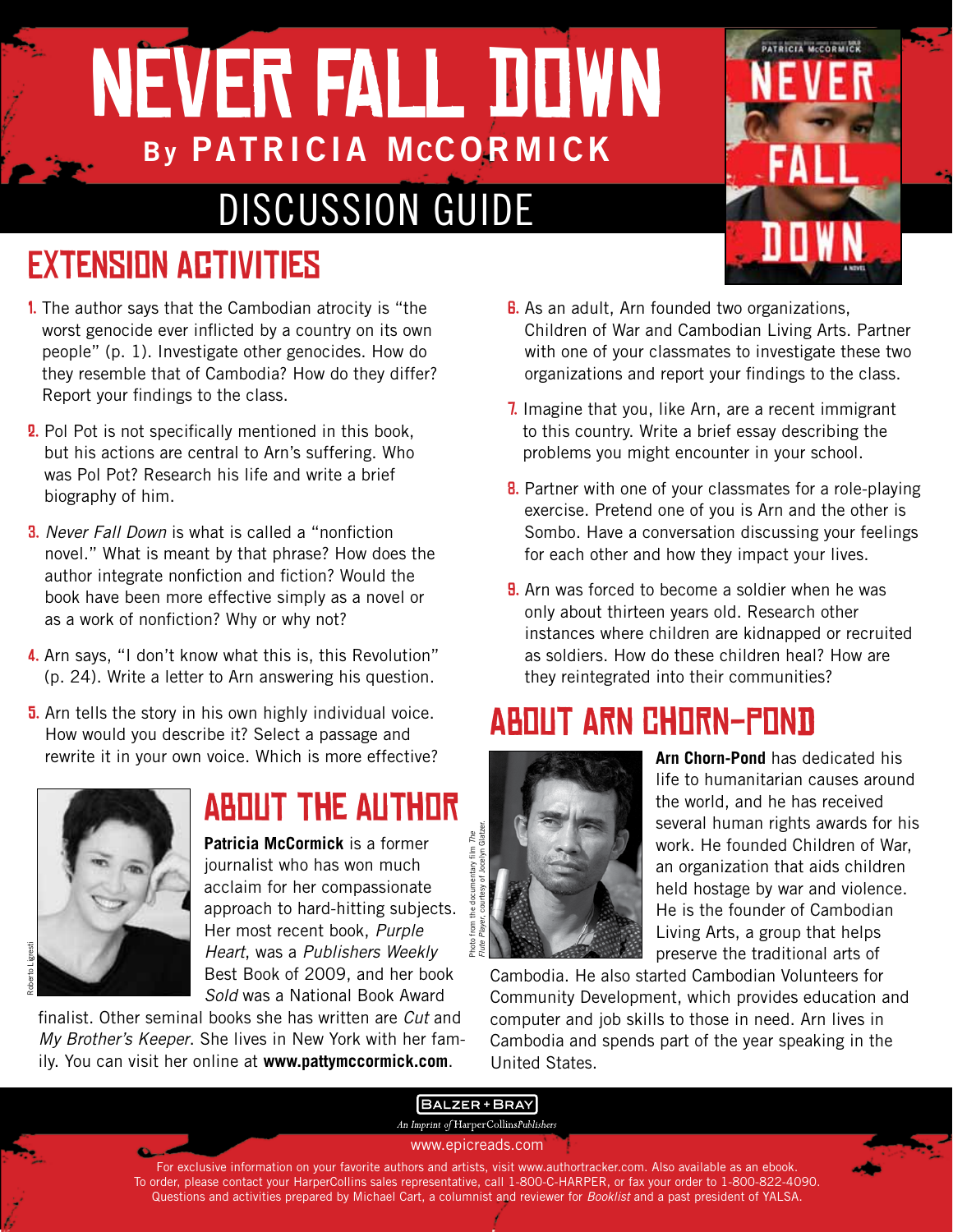# NEVER FALL DOWN

## By PATRICIA McCORMICK

## DISCUSSION GUIDE

## EXTENSION ACTIVITIES

1. The author says that the Cambodian atrocity is "the worst genocide ever inflicted by a country on its own people" (p. 1). Investigate other genocides. How do they resemble that of Cambodia? How do they differ? Report your findings to the class.

2. Pol Pot is not specifically mentioned in this book, but his actions are central to Arn's suffering. Who was Pol Pot? Research his life and write a brief biography of him.

3. *Never Fall Down* is what is called a "nonfiction novel." What is meant by that phrase? How does the author integrate nonfiction and fiction? Would the book have been more effective simply as a novel or as a work of nonfiction? Why or why not?

4. Arn says, "I don't know what this is, this Revolution" (p. 24). Write a letter to Arn answering his question.

5. Arn tells the story in his own highly individual voice. How would you describe it? Select a passage and rewrite it in your own voice. Which is more effective?

6. As an adult, Arn founded two organizations, Children of War and Cambodian Living Arts. Partner with one of your classmates to investigate these two organizations and report your findings to the class.

7. Imagine that you, like Arn, are a recent immigrant to this country. Write a brief essay describing the problems you might encounter in your school.

8. Partner with one of your classmates for a role-playing exercise. Pretend one of you is Arn and the other is Sombo. Have a conversation discussing your feelings for each other and how they impact your lives.

9. Arn was forced to become a soldier when he was only about thirteen years old. Research other instances where children are kidnapped or recruited as soldiers. How do these children heal? How are they reintegrated into their communities?

## ABOUT THE AUTHOR

Roberto Ligresti

**Patricia McCormick** is a former journalist who has won much acclaim for her compassionate approach to hard-hitting subjects. Her most recent book, *Purple Heart*, was a *Publishers Weekly* Best Book of 2009, and her book *Sold* was a National Book Award finalist. Other seminal books she has written are *Cut* and *My Brother's Keeper*. She lives in New York with her family. You can visit her online at **www.pattymccormick.com**.

## ABOUT ARN CHORN-POND

Photo from the documentary film *The Flute Player*, courtesy of Jocelyn Glatzer.

**Arn Chorn-Pond** has dedicated his life to humanitarian causes around the world, and he has received several human rights awards for his work. He founded Children of War, an organization that aids children held hostage by war and violence. He is the founder of Cambodian Living Arts, a group that helps preserve the traditional arts of Cambodia. He also started Cambodian Volunteers for Community Development, which provides education and computer and job skills to those in need. Arn lives in Cambodia and spends part of the year speaking in the United States.

BALZER + BRAY
An Imprint of HarperCollinsPublishers
www.epicreads.com

For exclusive information on your favorite authors and artists, visit www.authortracker.com. Also available as an ebook.
To order, please contact your HarperCollins sales representative, call 1-800-C-HARPER, or fax your order to 1-800-822-4090.
Questions and activities prepared by Michael Cart, a columnist and reviewer for *Booklist* and a past president of YALSA.